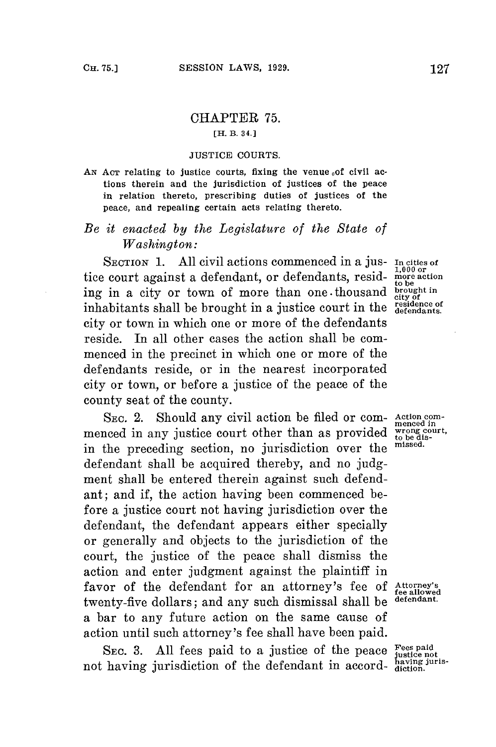# CHAPTER 75.

[H. B. 34.]

## JUSTICE COURTS.

AN ACT relating to justice courts, fixing the venue of civil actions therein and the jurisdiction of justices of the peace in relation thereto, prescribing duties of justices of the peace, and repealing certain acts relating thereto.

*Be it enacted by the Legislature of the State of Washington:*

SECTION 1. All civil actions commenced in a justice court against a defendant, or defendants, residing in a city or town of more than one thousand inhabitants shall be brought in a justice court in the city or town in which one or more of the defendants reside. In all other cases the action shall be commenced in the precinct in which one or more of the defendants reside, or in the nearest incorporated city or town, or before a justice of the peace of the county seat of the county.

*In cities of 1,000 or more action to be brought in city of residence of defendants.*

SEC. 2. Should any civil action be filed or commenced in any justice court other than as provided in the preceding section, no jurisdiction over the defendant shall be acquired thereby, and no judgment shall be entered therein against such defendant; and if, the action having been commenced before a justice court not having jurisdiction over the defendant, the defendant appears either specially or generally and objects to the jurisdiction of the court, the justice of the peace shall dismiss the action and enter judgment against the plaintiff in favor of the defendant for an attorney's fee of twenty-five dollars; and any such dismissal shall be a bar to any future action on the same cause of action until such attorney's fee shall have been paid.

*Action commenced in wrong court, to be dismissed.*

*Attorney's fee allowed defendant.*

SEC. 3. All fees paid to a justice of the peace not having jurisdiction of the defendant in accord-

*Fees paid justice not having jurisdiction.*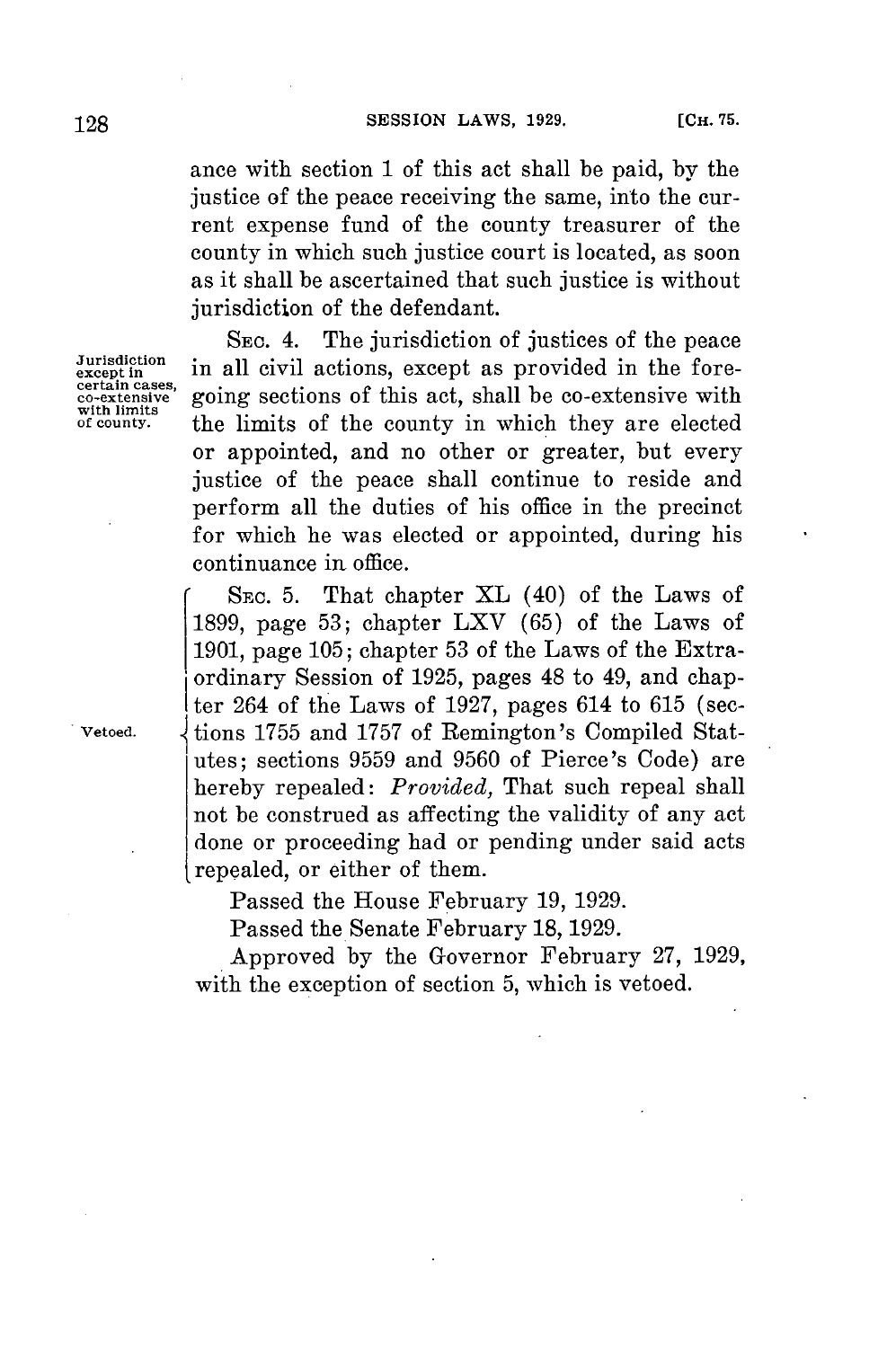ance with section 1 of this act shall be paid, by the justice of the peace receiving the same, into the current expense fund of the county treasurer of the county in which such justice court is located, as soon as it shall be ascertained that such justice is without jurisdiction of the defendant.

Jurisdiction except in certain cases, co-extensive with limits of county.

SEC. 4. The jurisdiction of justices of the peace in all civil actions, except as provided in the foregoing sections of this act, shall be co-extensive with the limits of the county in which they are elected or appointed, and no other or greater, but every justice of the peace shall continue to reside and perform all the duties of his office in the precinct for which he was elected or appointed, during his continuance in office.

Vetoed.

SEC. 5. That chapter XL (40) of the Laws of 1899, page 53; chapter LXV (65) of the Laws of 1901, page 105; chapter 53 of the Laws of the Extraordinary Session of 1925, pages 48 to 49, and chapter 264 of the Laws of 1927, pages 614 to 615 (sections 1755 and 1757 of Remington's Compiled Statutes; sections 9559 and 9560 of Pierce's Code) are hereby repealed: *Provided,* That such repeal shall not be construed as affecting the validity of any act done or proceeding had or pending under said acts repealed, or either of them.

Passed the House February 19, 1929.

Passed the Senate February 18, 1929.

Approved by the Governor February 27, 1929, with the exception of section 5, which is vetoed.